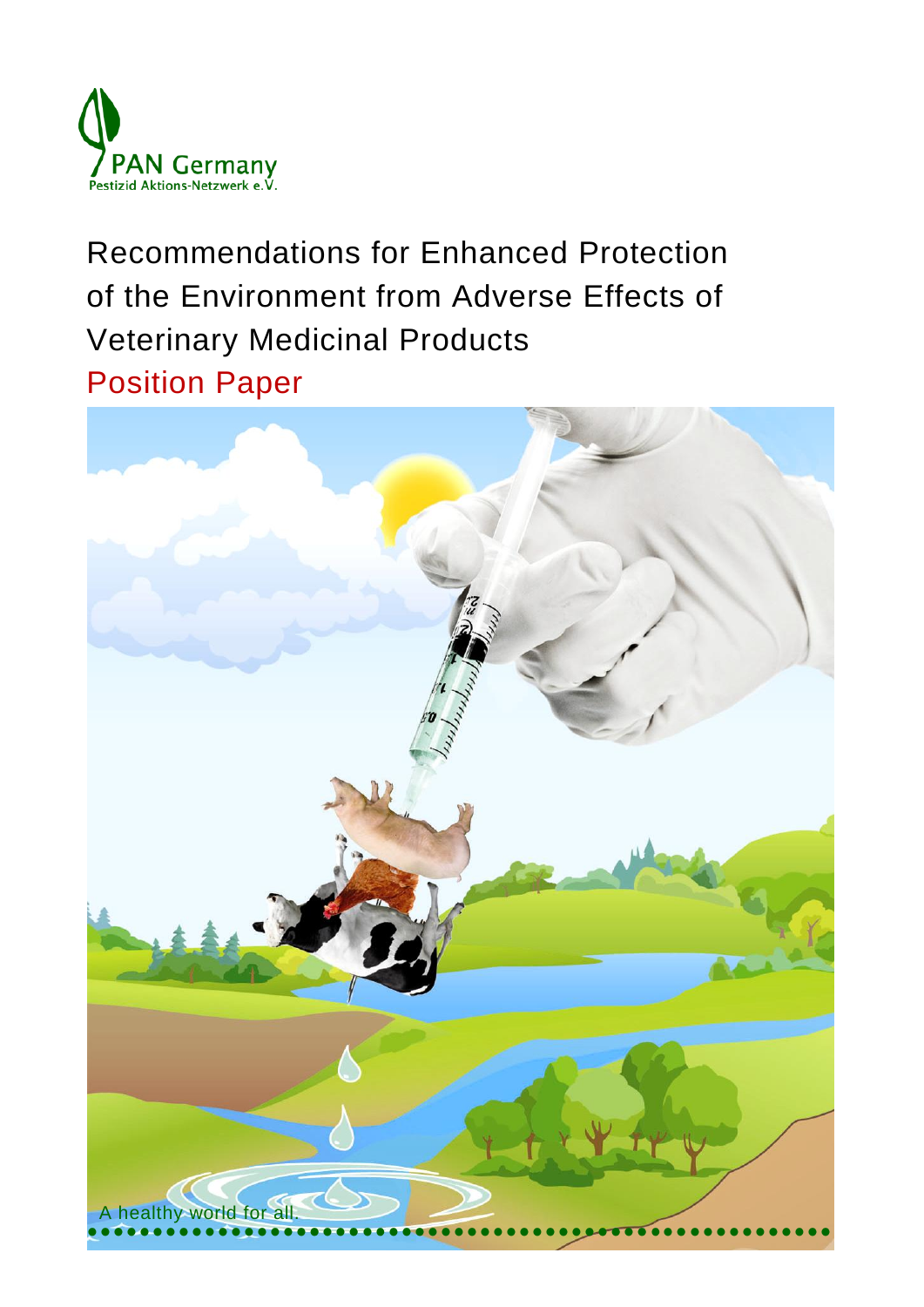PAN Germany
Pestizid Aktions-Netzwerk e.V.

# Recommendations for Enhanced Protection of the Environment from Adverse Effects of Veterinary Medicinal Products

## Position Paper

A healthy world for all.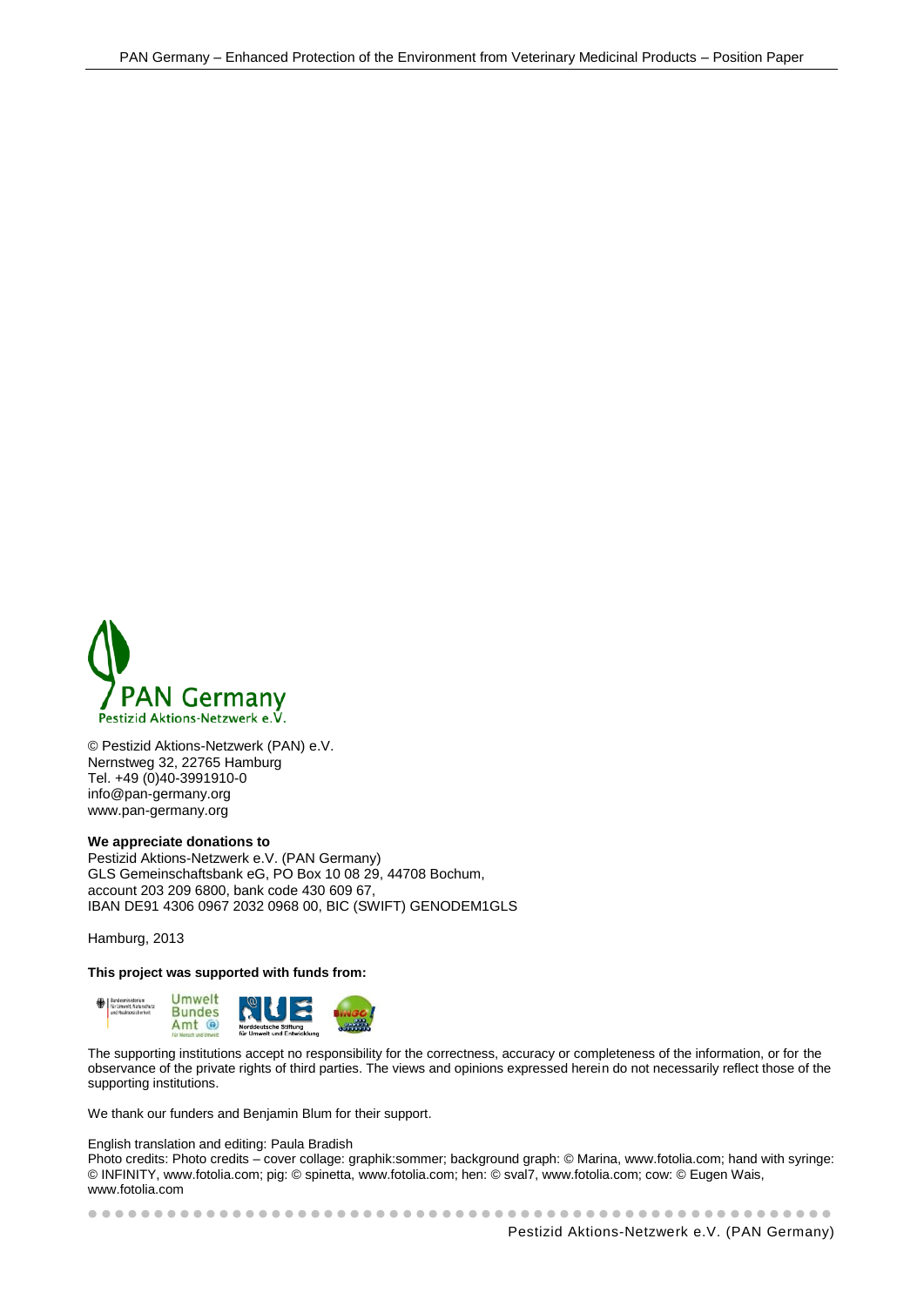© Pestizid Aktions-Netzwerk (PAN) e.V.
Nernstweg 32, 22765 Hamburg
Tel. +49 (0)40-3991910-0
info@pan-germany.org
www.pan-germany.org

**We appreciate donations to**
Pestizid Aktions-Netzwerk e.V. (PAN Germany)
GLS Gemeinschaftsbank eG, PO Box 10 08 29, 44708 Bochum,
account 203 209 6800, bank code 430 609 67,
IBAN DE91 4306 0967 2032 0968 00, BIC (SWIFT) GENODEM1GLS

Hamburg, 2013

**This project was supported with funds from:**

The supporting institutions accept no responsibility for the correctness, accuracy or completeness of the information, or for the observance of the private rights of third parties. The views and opinions expressed herein do not necessarily reflect those of the supporting institutions.

We thank our funders and Benjamin Blum for their support.

English translation and editing: Paula Bradish
Photo credits: Photo credits – cover collage: graphik:sommer; background graph: © Marina, www.fotolia.com; hand with syringe: © INFINITY, www.fotolia.com; pig: © spinetta, www.fotolia.com; hen: © sval7, www.fotolia.com; cow: © Eugen Wais, www.fotolia.com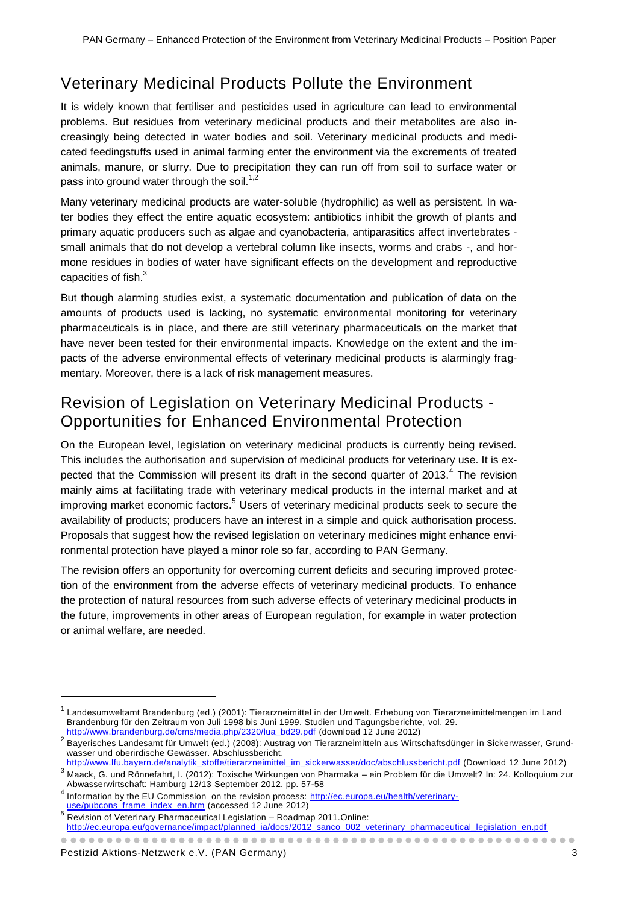## Veterinary Medicinal Products Pollute the Environment

It is widely known that fertiliser and pesticides used in agriculture can lead to environmental problems. But residues from veterinary medicinal products and their metabolites are also increasingly being detected in water bodies and soil. Veterinary medicinal products and medicated feedingstuffs used in animal farming enter the environment via the excrements of treated animals, manure, or slurry. Due to precipitation they can run off from soil to surface water or pass into ground water through the soil.[1,2]

Many veterinary medicinal products are water-soluble (hydrophilic) as well as persistent. In water bodies they effect the entire aquatic ecosystem: antibiotics inhibit the growth of plants and primary aquatic producers such as algae and cyanobacteria, antiparasitics affect invertebrates - small animals that do not develop a vertebral column like insects, worms and crabs -, and hormone residues in bodies of water have significant effects on the development and reproductive capacities of fish.[3]

But though alarming studies exist, a systematic documentation and publication of data on the amounts of products used is lacking, no systematic environmental monitoring for veterinary pharmaceuticals is in place, and there are still veterinary pharmaceuticals on the market that have never been tested for their environmental impacts. Knowledge on the extent and the impacts of the adverse environmental effects of veterinary medicinal products is alarmingly fragmentary. Moreover, there is a lack of risk management measures.

## Revision of Legislation on Veterinary Medicinal Products - Opportunities for Enhanced Environmental Protection

On the European level, legislation on veterinary medicinal products is currently being revised. This includes the authorisation and supervision of medicinal products for veterinary use. It is expected that the Commission will present its draft in the second quarter of 2013.[4] The revision mainly aims at facilitating trade with veterinary medical products in the internal market and at improving market economic factors.[5] Users of veterinary medicinal products seek to secure the availability of products; producers have an interest in a simple and quick authorisation process. Proposals that suggest how the revised legislation on veterinary medicines might enhance environmental protection have played a minor role so far, according to PAN Germany.

The revision offers an opportunity for overcoming current deficits and securing improved protection of the environment from the adverse effects of veterinary medicinal products. To enhance the protection of natural resources from such adverse effects of veterinary medicinal products in the future, improvements in other areas of European regulation, for example in water protection or animal welfare, are needed.

---

[1] Landesumweltamt Brandenburg (ed.) (2001): Tierarzneimittel in der Umwelt. Erhebung von Tierarzneimittelmengen im Land Brandenburg für den Zeitraum von Juli 1998 bis Juni 1999. Studien und Tagungsberichte, vol. 29. http://www.brandenburg.de/cms/media.php/2320/lua_bd29.pdf (download 12 June 2012)

[2] Bayerisches Landesamt für Umwelt (ed.) (2008): Austrag von Tierarzneimitteln aus Wirtschaftsdünger in Sickerwasser, Grundwasser und oberirdische Gewässer. Abschlussbericht. http://www.lfu.bayern.de/analytik_stoffe/tierarzneimittel_im_sickerwasser/doc/abschlussbericht.pdf (Download 12 June 2012)

[3] Maack, G. und Rönnefahrt, I. (2012): Toxische Wirkungen von Pharmaka – ein Problem für die Umwelt? In: 24. Kolloquium zur Abwasserwirtschaft: Hamburg 12/13 September 2012. pp. 57-58

[4] Information by the EU Commission on the revision process: http://ec.europa.eu/health/veterinary-use/pubcons_frame_index_en.htm (accessed 12 June 2012)

[5] Revision of Veterinary Pharmaceutical Legislation – Roadmap 2011.Online: http://ec.europa.eu/governance/impact/planned_ia/docs/2012_sanco_002_veterinary_pharmaceutical_legislation_en.pdf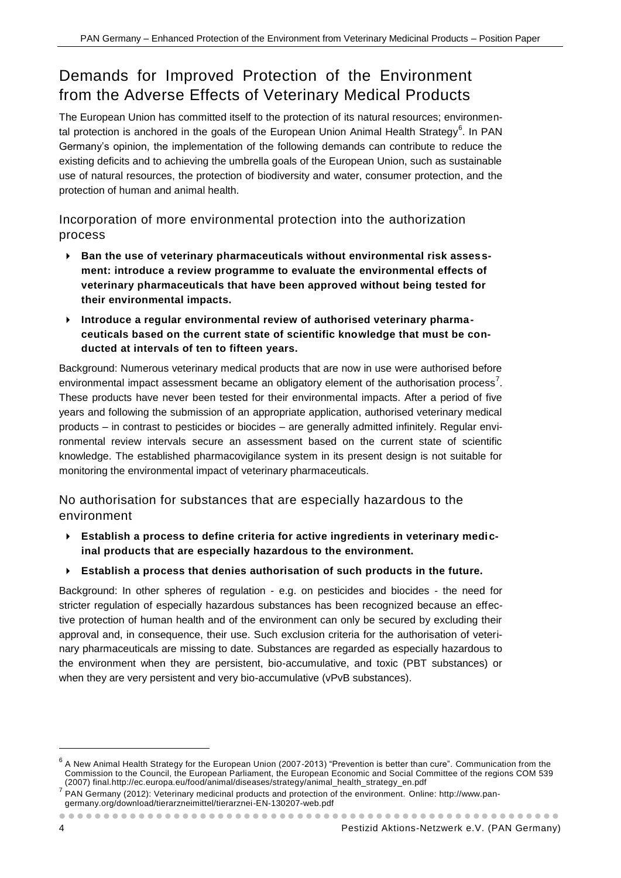# Demands for Improved Protection of the Environment from the Adverse Effects of Veterinary Medical Products

The European Union has committed itself to the protection of its natural resources; environmental protection is anchored in the goals of the European Union Animal Health Strategy[6]. In PAN Germany's opinion, the implementation of the following demands can contribute to reduce the existing deficits and to achieving the umbrella goals of the European Union, such as sustainable use of natural resources, the protection of biodiversity and water, consumer protection, and the protection of human and animal health.

## Incorporation of more environmental protection into the authorization process

- **Ban the use of veterinary pharmaceuticals without environmental risk assessment: introduce a review programme to evaluate the environmental effects of veterinary pharmaceuticals that have been approved without being tested for their environmental impacts.**
- **Introduce a regular environmental review of authorised veterinary pharmaceuticals based on the current state of scientific knowledge that must be conducted at intervals of ten to fifteen years.**

Background: Numerous veterinary medical products that are now in use were authorised before environmental impact assessment became an obligatory element of the authorisation process[7]. These products have never been tested for their environmental impacts. After a period of five years and following the submission of an appropriate application, authorised veterinary medical products – in contrast to pesticides or biocides – are generally admitted infinitely. Regular environmental review intervals secure an assessment based on the current state of scientific knowledge. The established pharmacovigilance system in its present design is not suitable for monitoring the environmental impact of veterinary pharmaceuticals.

## No authorisation for substances that are especially hazardous to the environment

- **Establish a process to define criteria for active ingredients in veterinary medicinal products that are especially hazardous to the environment.**
- **Establish a process that denies authorisation of such products in the future.**

Background: In other spheres of regulation - e.g. on pesticides and biocides - the need for stricter regulation of especially hazardous substances has been recognized because an effective protection of human health and of the environment can only be secured by excluding their approval and, in consequence, their use. Such exclusion criteria for the authorisation of veterinary pharmaceuticals are missing to date. Substances are regarded as especially hazardous to the environment when they are persistent, bio-accumulative, and toxic (PBT substances) or when they are very persistent and very bio-accumulative (vPvB substances).

---

[6] A New Animal Health Strategy for the European Union (2007-2013) "Prevention is better than cure". Communication from the Commission to the Council, the European Parliament, the European Economic and Social Committee of the regions COM 539 (2007) final.http://ec.europa.eu/food/animal/diseases/strategy/animal_health_strategy_en.pdf

[7] PAN Germany (2012): Veterinary medicinal products and protection of the environment. Online: http://www.pan-germany.org/download/tierarzneimittel/tierarznei-EN-130207-web.pdf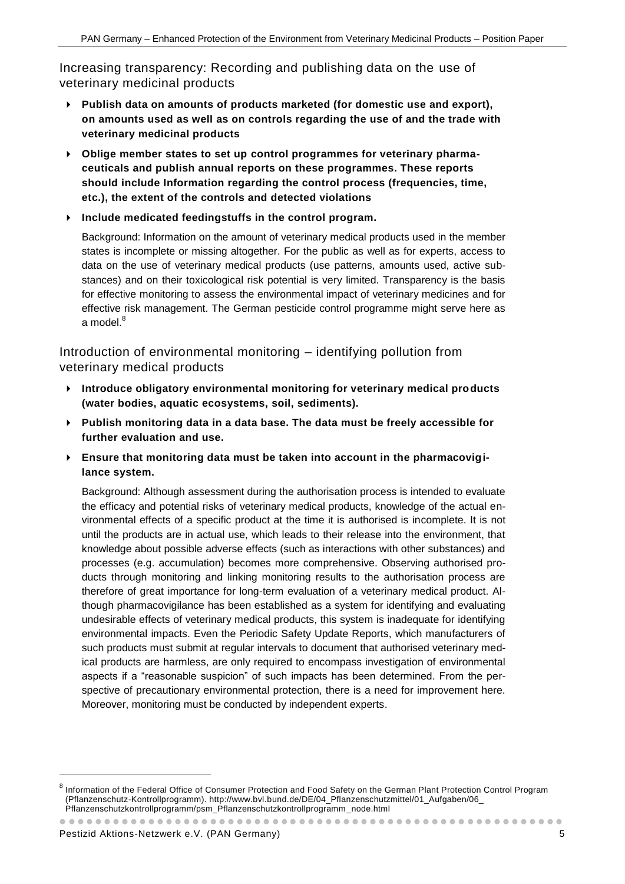## Increasing transparency: Recording and publishing data on the use of veterinary medicinal products

- **Publish data on amounts of products marketed (for domestic use and export), on amounts used as well as on controls regarding the use of and the trade with veterinary medicinal products**
- **Oblige member states to set up control programmes for veterinary pharmaceuticals and publish annual reports on these programmes. These reports should include Information regarding the control process (frequencies, time, etc.), the extent of the controls and detected violations**
- **Include medicated feedingstuffs in the control program.**

  Background: Information on the amount of veterinary medical products used in the member states is incomplete or missing altogether. For the public as well as for experts, access to data on the use of veterinary medical products (use patterns, amounts used, active substances) and on their toxicological risk potential is very limited. Transparency is the basis for effective monitoring to assess the environmental impact of veterinary medicines and for effective risk management. The German pesticide control programme might serve here as a model.[8]

## Introduction of environmental monitoring – identifying pollution from veterinary medical products

- **Introduce obligatory environmental monitoring for veterinary medical products (water bodies, aquatic ecosystems, soil, sediments).**
- **Publish monitoring data in a data base. The data must be freely accessible for further evaluation and use.**
- **Ensure that monitoring data must be taken into account in the pharmacovigilance system.**

  Background: Although assessment during the authorisation process is intended to evaluate the efficacy and potential risks of veterinary medical products, knowledge of the actual environmental effects of a specific product at the time it is authorised is incomplete. It is not until the products are in actual use, which leads to their release into the environment, that knowledge about possible adverse effects (such as interactions with other substances) and processes (e.g. accumulation) becomes more comprehensive. Observing authorised products through monitoring and linking monitoring results to the authorisation process are therefore of great importance for long-term evaluation of a veterinary medical product. Although pharmacovigilance has been established as a system for identifying and evaluating undesirable effects of veterinary medical products, this system is inadequate for identifying environmental impacts. Even the Periodic Safety Update Reports, which manufacturers of such products must submit at regular intervals to document that authorised veterinary medical products are harmless, are only required to encompass investigation of environmental aspects if a "reasonable suspicion" of such impacts has been determined. From the perspective of precautionary environmental protection, there is a need for improvement here. Moreover, monitoring must be conducted by independent experts.

---

[8] Information of the Federal Office of Consumer Protection and Food Safety on the German Plant Protection Control Program (Pflanzenschutz-Kontrollprogramm). http://www.bvl.bund.de/DE/04_Pflanzenschutzmittel/01_Aufgaben/06_Pflanzenschutzkontrollprogramm/psm_Pflanzenschutzkontrollprogramm_node.html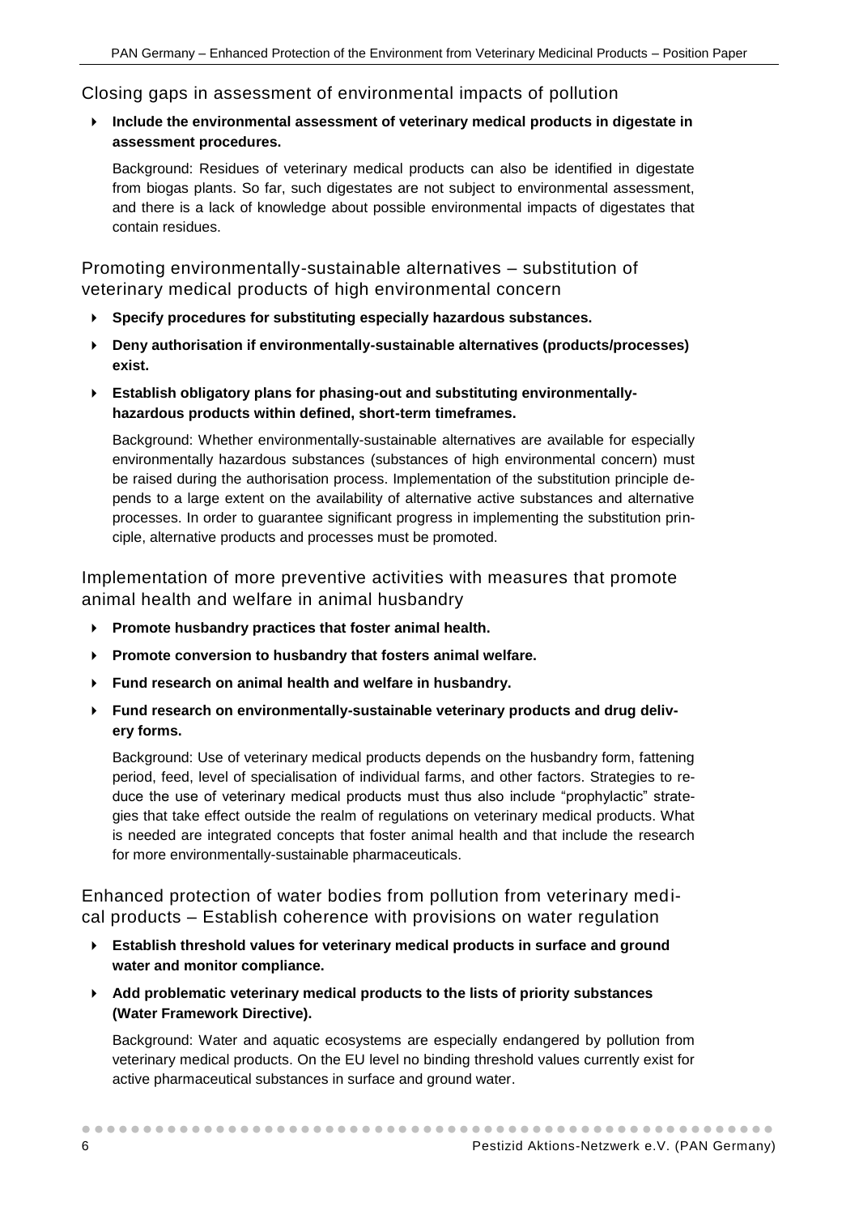## Closing gaps in assessment of environmental impacts of pollution

- **Include the environmental assessment of veterinary medical products in digestate in assessment procedures.**

  Background: Residues of veterinary medical products can also be identified in digestate from biogas plants. So far, such digestates are not subject to environmental assessment, and there is a lack of knowledge about possible environmental impacts of digestates that contain residues.

## Promoting environmentally-sustainable alternatives – substitution of veterinary medical products of high environmental concern

- **Specify procedures for substituting especially hazardous substances.**
- **Deny authorisation if environmentally-sustainable alternatives (products/processes) exist.**
- **Establish obligatory plans for phasing-out and substituting environmentally-hazardous products within defined, short-term timeframes.**

  Background: Whether environmentally-sustainable alternatives are available for especially environmentally hazardous substances (substances of high environmental concern) must be raised during the authorisation process. Implementation of the substitution principle depends to a large extent on the availability of alternative active substances and alternative processes. In order to guarantee significant progress in implementing the substitution principle, alternative products and processes must be promoted.

## Implementation of more preventive activities with measures that promote animal health and welfare in animal husbandry

- **Promote husbandry practices that foster animal health.**
- **Promote conversion to husbandry that fosters animal welfare.**
- **Fund research on animal health and welfare in husbandry.**
- **Fund research on environmentally-sustainable veterinary products and drug delivery forms.**

  Background: Use of veterinary medical products depends on the husbandry form, fattening period, feed, level of specialisation of individual farms, and other factors. Strategies to reduce the use of veterinary medical products must thus also include "prophylactic" strategies that take effect outside the realm of regulations on veterinary medical products. What is needed are integrated concepts that foster animal health and that include the research for more environmentally-sustainable pharmaceuticals.

## Enhanced protection of water bodies from pollution from veterinary medical products – Establish coherence with provisions on water regulation

- **Establish threshold values for veterinary medical products in surface and ground water and monitor compliance.**
- **Add problematic veterinary medical products to the lists of priority substances (Water Framework Directive).**

  Background: Water and aquatic ecosystems are especially endangered by pollution from veterinary medical products. On the EU level no binding threshold values currently exist for active pharmaceutical substances in surface and ground water.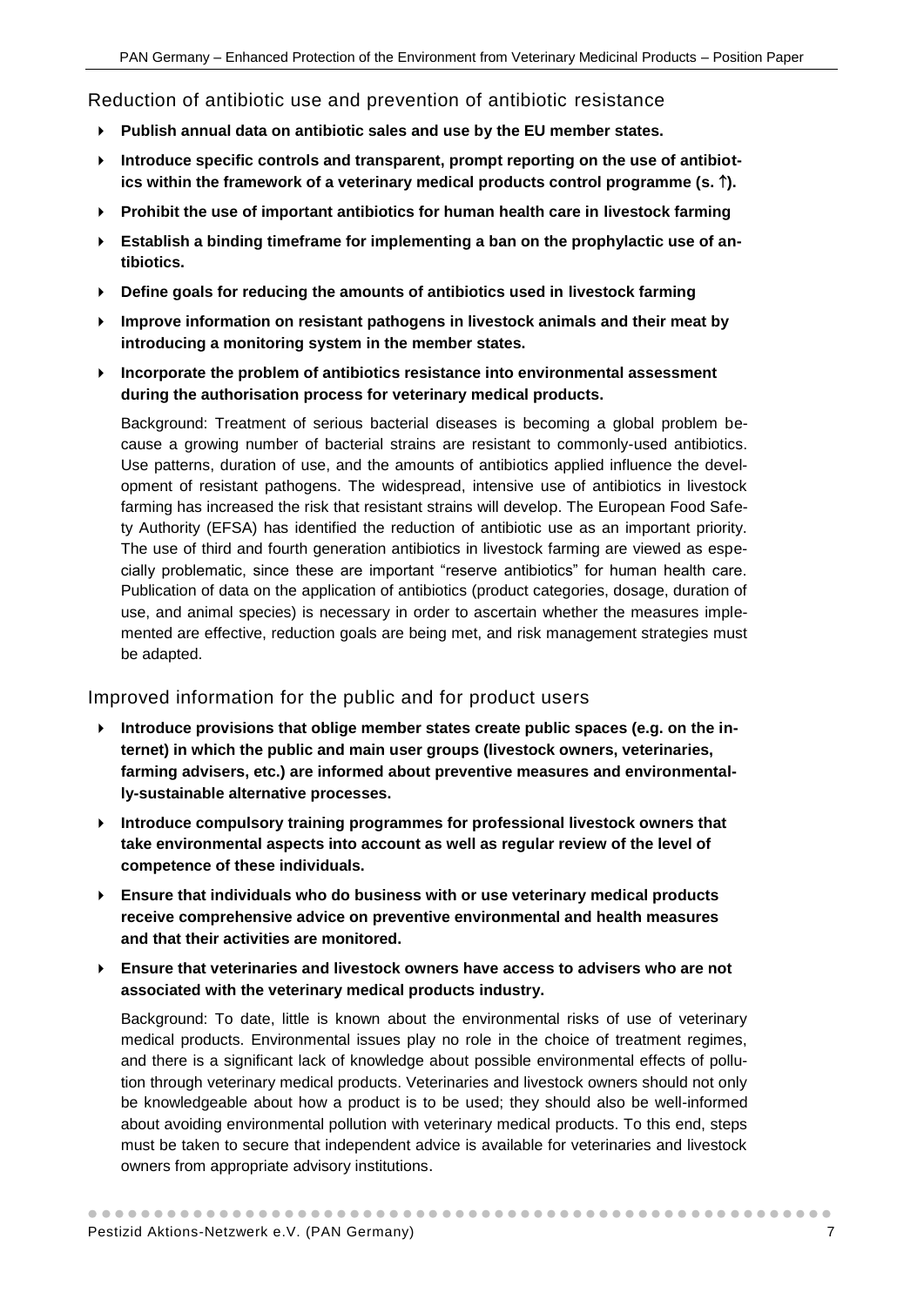## Reduction of antibiotic use and prevention of antibiotic resistance

- **Publish annual data on antibiotic sales and use by the EU member states.**
- **Introduce specific controls and transparent, prompt reporting on the use of antibiotics within the framework of a veterinary medical products control programme (s. ↑).**
- **Prohibit the use of important antibiotics for human health care in livestock farming**
- **Establish a binding timeframe for implementing a ban on the prophylactic use of antibiotics.**
- **Define goals for reducing the amounts of antibiotics used in livestock farming**
- **Improve information on resistant pathogens in livestock animals and their meat by introducing a monitoring system in the member states.**
- **Incorporate the problem of antibiotics resistance into environmental assessment during the authorisation process for veterinary medical products.**

  Background: Treatment of serious bacterial diseases is becoming a global problem because a growing number of bacterial strains are resistant to commonly-used antibiotics. Use patterns, duration of use, and the amounts of antibiotics applied influence the development of resistant pathogens. The widespread, intensive use of antibiotics in livestock farming has increased the risk that resistant strains will develop. The European Food Safety Authority (EFSA) has identified the reduction of antibiotic use as an important priority. The use of third and fourth generation antibiotics in livestock farming are viewed as especially problematic, since these are important "reserve antibiotics" for human health care. Publication of data on the application of antibiotics (product categories, dosage, duration of use, and animal species) is necessary in order to ascertain whether the measures implemented are effective, reduction goals are being met, and risk management strategies must be adapted.

## Improved information for the public and for product users

- **Introduce provisions that oblige member states create public spaces (e.g. on the internet) in which the public and main user groups (livestock owners, veterinaries, farming advisers, etc.) are informed about preventive measures and environmentally-sustainable alternative processes.**
- **Introduce compulsory training programmes for professional livestock owners that take environmental aspects into account as well as regular review of the level of competence of these individuals.**
- **Ensure that individuals who do business with or use veterinary medical products receive comprehensive advice on preventive environmental and health measures and that their activities are monitored.**
- **Ensure that veterinaries and livestock owners have access to advisers who are not associated with the veterinary medical products industry.**

  Background: To date, little is known about the environmental risks of use of veterinary medical products. Environmental issues play no role in the choice of treatment regimes, and there is a significant lack of knowledge about possible environmental effects of pollution through veterinary medical products. Veterinaries and livestock owners should not only be knowledgeable about how a product is to be used; they should also be well-informed about avoiding environmental pollution with veterinary medical products. To this end, steps must be taken to secure that independent advice is available for veterinaries and livestock owners from appropriate advisory institutions.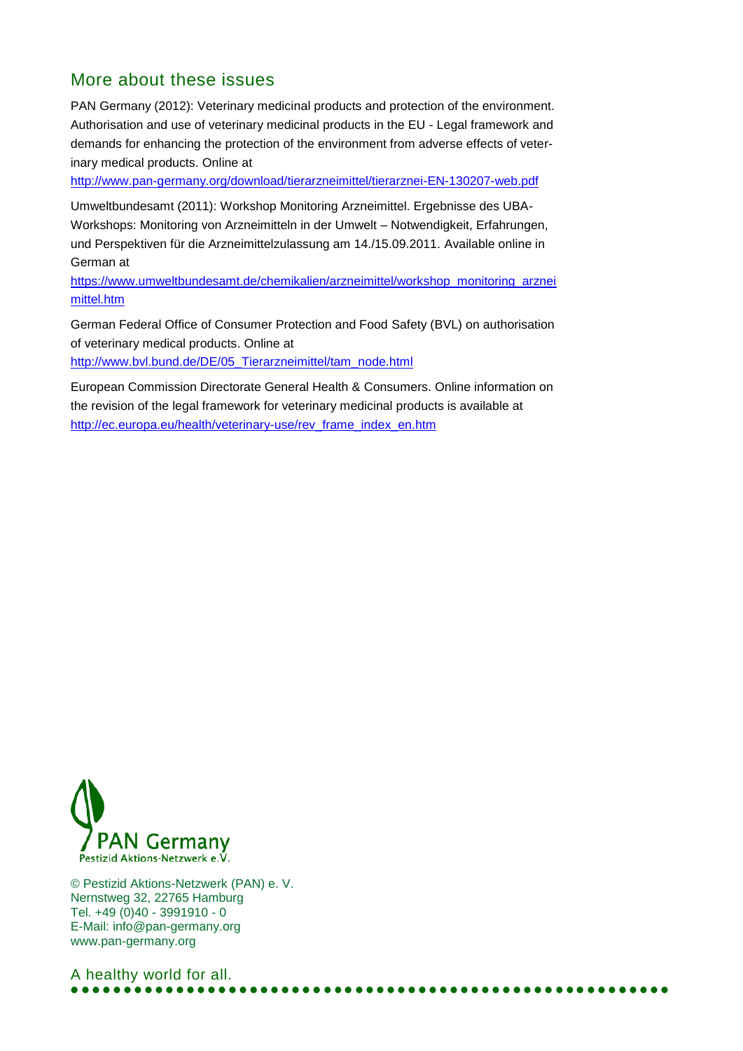## More about these issues

PAN Germany (2012): Veterinary medicinal products and protection of the environment. Authorisation and use of veterinary medicinal products in the EU - Legal framework and demands for enhancing the protection of the environment from adverse effects of veterinary medical products. Online at http://www.pan-germany.org/download/tierarzneimittel/tierarznei-EN-130207-web.pdf

Umweltbundesamt (2011): Workshop Monitoring Arzneimittel. Ergebnisse des UBA-Workshops: Monitoring von Arzneimitteln in der Umwelt – Notwendigkeit, Erfahrungen, und Perspektiven für die Arzneimittelzulassung am 14./15.09.2011. Available online in German at https://www.umweltbundesamt.de/chemikalien/arzneimittel/workshop_monitoring_arzneimittel.htm

German Federal Office of Consumer Protection and Food Safety (BVL) on authorisation of veterinary medical products. Online at http://www.bvl.bund.de/DE/05_Tierarzneimittel/tam_node.html

European Commission Directorate General Health & Consumers. Online information on the revision of the legal framework for veterinary medicinal products is available at http://ec.europa.eu/health/veterinary-use/rev_frame_index_en.htm

PAN Germany
Pestizid Aktions-Netzwerk e.V.

© Pestizid Aktions-Netzwerk (PAN) e. V.
Nernstweg 32, 22765 Hamburg
Tel. +49 (0)40 - 3991910 - 0
E-Mail: info@pan-germany.org
www.pan-germany.org

A healthy world for all.